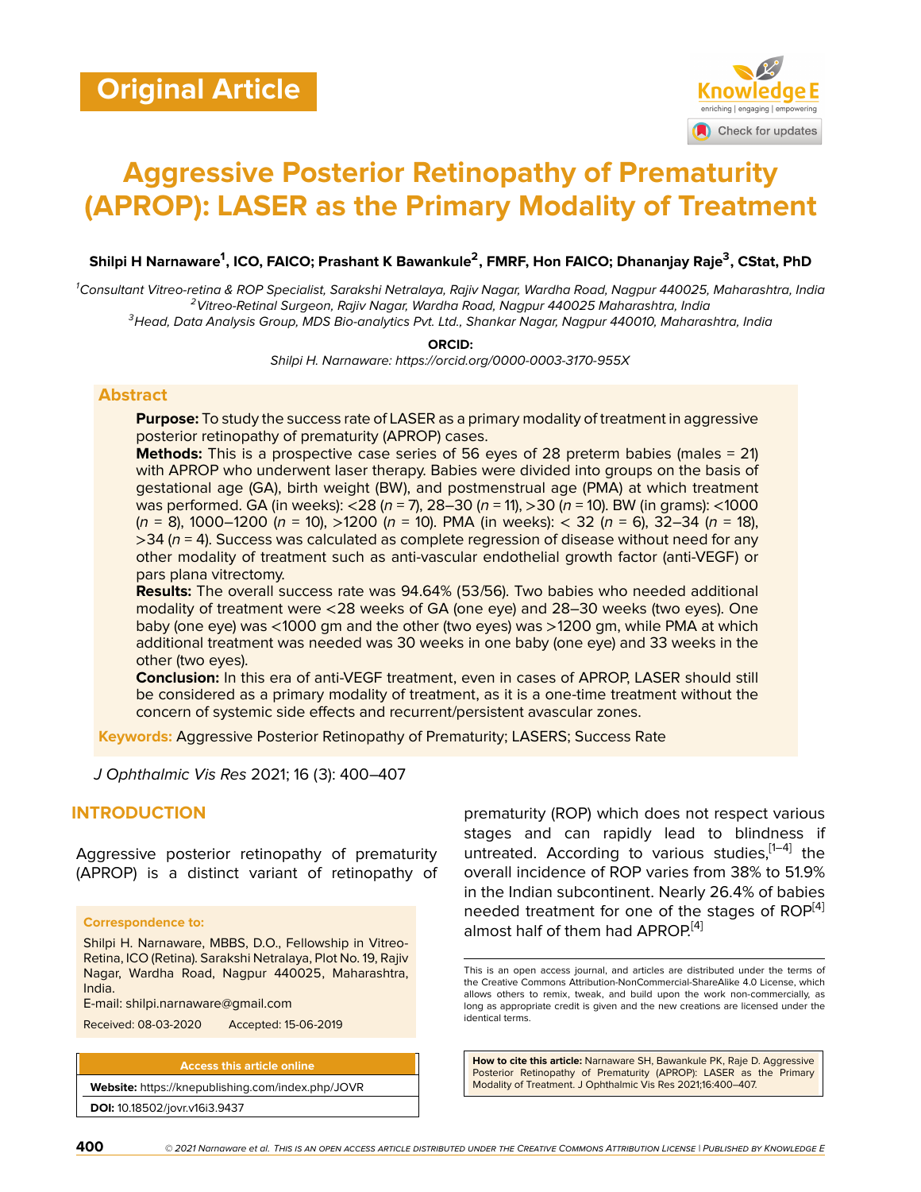Original Article

# Aggressive Posterior Retinopathy of Prematurity (APROP): LASER as the Primary Modality of Treatment

**Shilpi H Narnaware[1], ICO, FAICO; Prashant K Bawankule[2], FMRF, Hon FAICO; Dhananjay Raje[3], CStat, PhD**

[1]*Consultant Vitreo-retina & ROP Specialist, Sarakshi Netralaya, Rajiv Nagar, Wardha Road, Nagpur 440025, Maharashtra, India*
[2]*Vitreo-Retinal Surgeon, Rajiv Nagar, Wardha Road, Nagpur 440025 Maharashtra, India*
[3]*Head, Data Analysis Group, MDS Bio-analytics Pvt. Ltd., Shankar Nagar, Nagpur 440010, Maharashtra, India*

**ORCID:**
*Shilpi H. Narnaware: https://orcid.org/0000-0003-3170-955X*

## Abstract

**Purpose:** To study the success rate of LASER as a primary modality of treatment in aggressive posterior retinopathy of prematurity (APROP) cases.

**Methods:** This is a prospective case series of 56 eyes of 28 preterm babies (males = 21) with APROP who underwent laser therapy. Babies were divided into groups on the basis of gestational age (GA), birth weight (BW), and postmenstrual age (PMA) at which treatment was performed. GA (in weeks): <28 (*n* = 7), 28–30 (*n* = 11), >30 (*n* = 10). BW (in grams): <1000 (*n* = 8), 1000–1200 (*n* = 10), >1200 (*n* = 10). PMA (in weeks): < 32 (*n* = 6), 32–34 (*n* = 18), >34 (*n* = 4). Success was calculated as complete regression of disease without need for any other modality of treatment such as anti-vascular endothelial growth factor (anti-VEGF) or pars plana vitrectomy.

**Results:** The overall success rate was 94.64% (53/56). Two babies who needed additional modality of treatment were <28 weeks of GA (one eye) and 28–30 weeks (two eyes). One baby (one eye) was <1000 gm and the other (two eyes) was >1200 gm, while PMA at which additional treatment was needed was 30 weeks in one baby (one eye) and 33 weeks in the other (two eyes).

**Conclusion:** In this era of anti-VEGF treatment, even in cases of APROP, LASER should still be considered as a primary modality of treatment, as it is a one-time treatment without the concern of systemic side effects and recurrent/persistent avascular zones.

**Keywords:** Aggressive Posterior Retinopathy of Prematurity; LASERS; Success Rate

*J Ophthalmic Vis Res* 2021; 16 (3): 400–407

## INTRODUCTION

Aggressive posterior retinopathy of prematurity (APROP) is a distinct variant of retinopathy of prematurity (ROP) which does not respect various stages and can rapidly lead to blindness if untreated. According to various studies,[1–4] the overall incidence of ROP varies from 38% to 51.9% in the Indian subcontinent. Nearly 26.4% of babies needed treatment for one of the stages of ROP[4] almost half of them had APROP.[4]

**Correspondence to:**
Shilpi H. Narnaware, MBBS, D.O., Fellowship in Vitreo-Retina, ICO (Retina). Sarakshi Netralaya, Plot No. 19, Rajiv Nagar, Wardha Road, Nagpur 440025, Maharashtra, India.
E-mail: shilpi.narnaware@gmail.com

Received: 08-03-2020 Accepted: 15-06-2019

| Access this article online |
|---|
| **Website:** https://knepublishing.com/index.php/JOVR |
| **DOI:** 10.18502/jovr.v16i3.9437 |

This is an open access journal, and articles are distributed under the terms of the Creative Commons Attribution-NonCommercial-ShareAlike 4.0 License, which allows others to remix, tweak, and build upon the work non-commercially, as long as appropriate credit is given and the new creations are licensed under the identical terms.

**How to cite this article:** Narnaware SH, Bawankule PK, Raje D. Aggressive Posterior Retinopathy of Prematurity (APROP): LASER as the Primary Modality of Treatment. J Ophthalmic Vis Res 2021;16:400–407.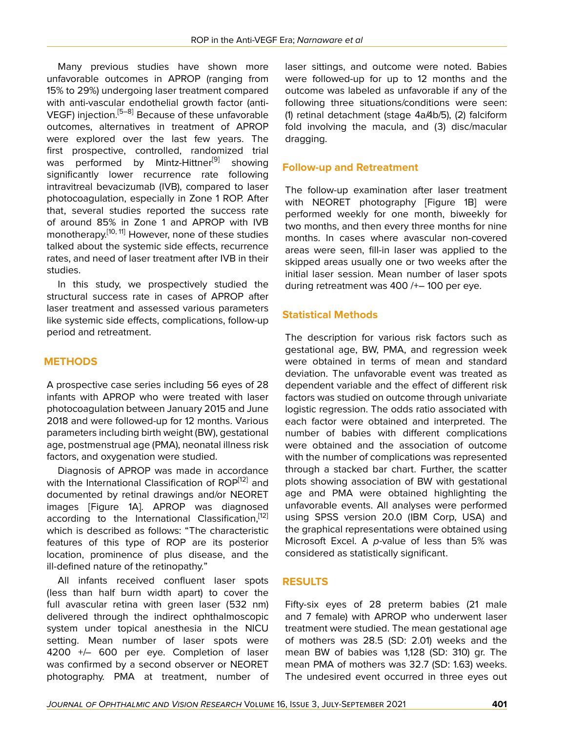Many previous studies have shown more unfavorable outcomes in APROP (ranging from 15% to 29%) undergoing laser treatment compared with anti-vascular endothelial growth factor (anti-VEGF) injection.[5–8] Because of these unfavorable outcomes, alternatives in treatment of APROP were explored over the last few years. The first prospective, controlled, randomized trial was performed by Mintz-Hittner[9] showing significantly lower recurrence rate following intravitreal bevacizumab (IVB), compared to laser photocoagulation, especially in Zone 1 ROP. After that, several studies reported the success rate of around 85% in Zone 1 and APROP with IVB monotherapy.[10, 11] However, none of these studies talked about the systemic side effects, recurrence rates, and need of laser treatment after IVB in their studies.

In this study, we prospectively studied the structural success rate in cases of APROP after laser treatment and assessed various parameters like systemic side effects, complications, follow-up period and retreatment.

## METHODS

A prospective case series including 56 eyes of 28 infants with APROP who were treated with laser photocoagulation between January 2015 and June 2018 and were followed-up for 12 months. Various parameters including birth weight (BW), gestational age, postmenstrual age (PMA), neonatal illness risk factors, and oxygenation were studied.

Diagnosis of APROP was made in accordance with the International Classification of ROP[12] and documented by retinal drawings and/or NEORET images [Figure 1A]. APROP was diagnosed according to the International Classification,[12] which is described as follows: "The characteristic features of this type of ROP are its posterior location, prominence of plus disease, and the ill-defined nature of the retinopathy."

All infants received confluent laser spots (less than half burn width apart) to cover the full avascular retina with green laser (532 nm) delivered through the indirect ophthalmoscopic system under topical anesthesia in the NICU setting. Mean number of laser spots were 4200 +/– 600 per eye. Completion of laser was confirmed by a second observer or NEORET photography. PMA at treatment, number of laser sittings, and outcome were noted. Babies were followed-up for up to 12 months and the outcome was labeled as unfavorable if any of the following three situations/conditions were seen: (1) retinal detachment (stage 4a/4b/5), (2) falciform fold involving the macula, and (3) disc/macular dragging.

### Follow-up and Retreatment

The follow-up examination after laser treatment with NEORET photography [Figure 1B] were performed weekly for one month, biweekly for two months, and then every three months for nine months. In cases where avascular non-covered areas were seen, fill-in laser was applied to the skipped areas usually one or two weeks after the initial laser session. Mean number of laser spots during retreatment was 400 /+– 100 per eye.

### Statistical Methods

The description for various risk factors such as gestational age, BW, PMA, and regression week were obtained in terms of mean and standard deviation. The unfavorable event was treated as dependent variable and the effect of different risk factors was studied on outcome through univariate logistic regression. The odds ratio associated with each factor were obtained and interpreted. The number of babies with different complications were obtained and the association of outcome with the number of complications was represented through a stacked bar chart. Further, the scatter plots showing association of BW with gestational age and PMA were obtained highlighting the unfavorable events. All analyses were performed using SPSS version 20.0 (IBM Corp, USA) and the graphical representations were obtained using Microsoft Excel. A *p*-value of less than 5% was considered as statistically significant.

## RESULTS

Fifty-six eyes of 28 preterm babies (21 male and 7 female) with APROP who underwent laser treatment were studied. The mean gestational age of mothers was 28.5 (SD: 2.01) weeks and the mean BW of babies was 1,128 (SD: 310) gr. The mean PMA of mothers was 32.7 (SD: 1.63) weeks. The undesired event occurred in three eyes out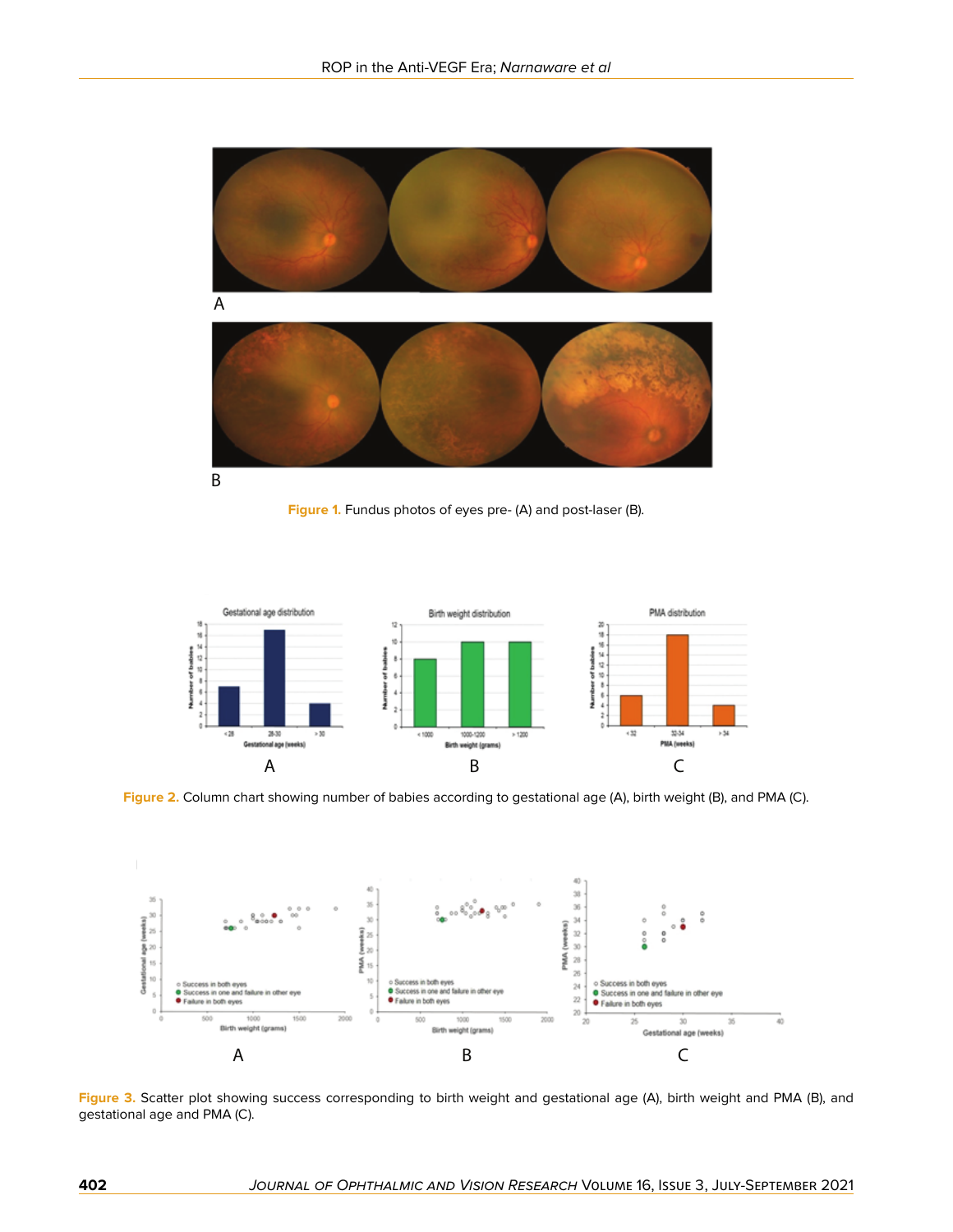Figure 1. Fundus photos of eyes pre- (A) and post-laser (B).

Figure 2. Column chart showing number of babies according to gestational age (A), birth weight (B), and PMA (C).

Figure 3. Scatter plot showing success corresponding to birth weight and gestational age (A), birth weight and PMA (B), and gestational age and PMA (C).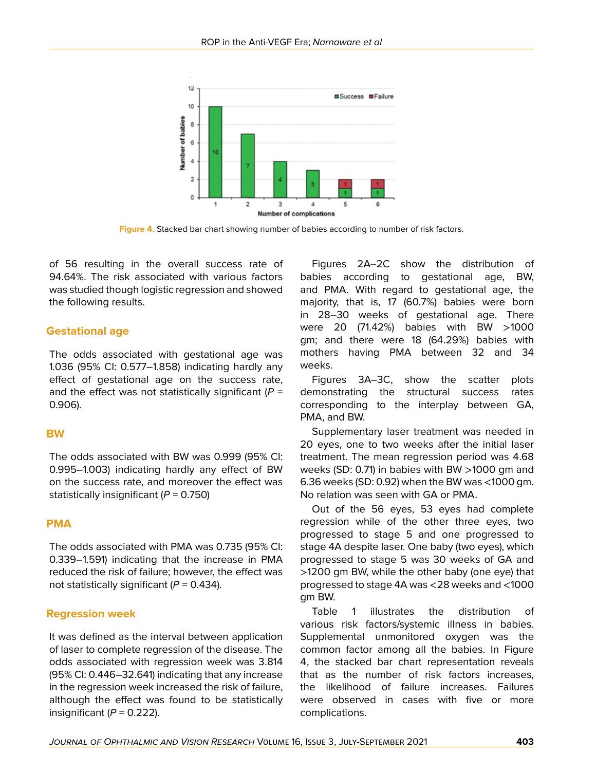Figure 4. Stacked bar chart showing number of babies according to number of risk factors.

of 56 resulting in the overall success rate of 94.64%. The risk associated with various factors was studied though logistic regression and showed the following results.

## Gestational age

The odds associated with gestational age was 1.036 (95% CI: 0.577–1.858) indicating hardly any effect of gestational age on the success rate, and the effect was not statistically significant ($P$ = 0.906).

## BW

The odds associated with BW was 0.999 (95% CI: 0.995–1.003) indicating hardly any effect of BW on the success rate, and moreover the effect was statistically insignificant ($P$ = 0.750)

## PMA

The odds associated with PMA was 0.735 (95% CI: 0.339–1.591) indicating that the increase in PMA reduced the risk of failure; however, the effect was not statistically significant ($P$ = 0.434).

## Regression week

It was defined as the interval between application of laser to complete regression of the disease. The odds associated with regression week was 3.814 (95% CI: 0.446–32.641) indicating that any increase in the regression week increased the risk of failure, although the effect was found to be statistically insignificant ($P$ = 0.222).

Figures 2A–2C show the distribution of babies according to gestational age, BW, and PMA. With regard to gestational age, the majority, that is, 17 (60.7%) babies were born in 28–30 weeks of gestational age. There were 20 (71.42%) babies with BW >1000 gm; and there were 18 (64.29%) babies with mothers having PMA between 32 and 34 weeks.

Figures 3A–3C, show the scatter plots demonstrating the structural success rates corresponding to the interplay between GA, PMA, and BW.

Supplementary laser treatment was needed in 20 eyes, one to two weeks after the initial laser treatment. The mean regression period was 4.68 weeks (SD: 0.71) in babies with BW >1000 gm and 6.36 weeks (SD: 0.92) when the BW was <1000 gm. No relation was seen with GA or PMA.

Out of the 56 eyes, 53 eyes had complete regression while of the other three eyes, two progressed to stage 5 and one progressed to stage 4A despite laser. One baby (two eyes), which progressed to stage 5 was 30 weeks of GA and >1200 gm BW, while the other baby (one eye) that progressed to stage 4A was <28 weeks and <1000 gm BW.

Table 1 illustrates the distribution of various risk factors/systemic illness in babies. Supplemental unmonitored oxygen was the common factor among all the babies. In Figure 4, the stacked bar chart representation reveals that as the number of risk factors increases, the likelihood of failure increases. Failures were observed in cases with five or more complications.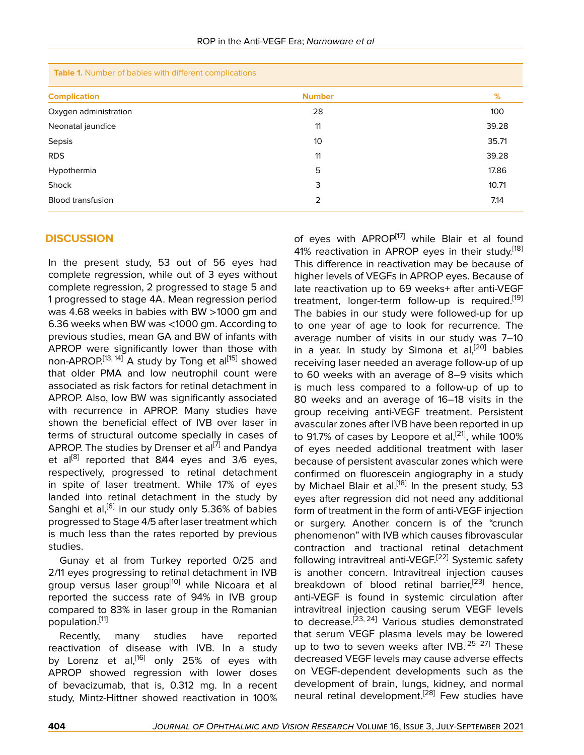**Table 1.** Number of babies with different complications

| Complication | Number | % |
|---|---|---|
| Oxygen administration | 28 | 100 |
| Neonatal jaundice | 11 | 39.28 |
| Sepsis | 10 | 35.71 |
| RDS | 11 | 39.28 |
| Hypothermia | 5 | 17.86 |
| Shock | 3 | 10.71 |
| Blood transfusion | 2 | 7.14 |

## DISCUSSION

In the present study, 53 out of 56 eyes had complete regression, while out of 3 eyes without complete regression, 2 progressed to stage 5 and 1 progressed to stage 4A. Mean regression period was 4.68 weeks in babies with BW >1000 gm and 6.36 weeks when BW was <1000 gm. According to previous studies, mean GA and BW of infants with APROP were significantly lower than those with non-APROP.[13, 14] A study by Tong et al[15] showed that older PMA and low neutrophil count were associated as risk factors for retinal detachment in APROP. Also, low BW was significantly associated with recurrence in APROP. Many studies have shown the beneficial effect of IVB over laser in terms of structural outcome specially in cases of APROP. The studies by Drenser et al[7] and Pandya et al[8] reported that 8/44 eyes and 3/6 eyes, respectively, progressed to retinal detachment in spite of laser treatment. While 17% of eyes landed into retinal detachment in the study by Sanghi et al,[6] in our study only 5.36% of babies progressed to Stage 4/5 after laser treatment which is much less than the rates reported by previous studies.

Gunay et al from Turkey reported 0/25 and 2/11 eyes progressing to retinal detachment in IVB group versus laser group[10] while Nicoara et al reported the success rate of 94% in IVB group compared to 83% in laser group in the Romanian population.[11]

Recently, many studies have reported reactivation of disease with IVB. In a study by Lorenz et al,[16] only 25% of eyes with APROP showed regression with lower doses of bevacizumab, that is, 0.312 mg. In a recent study, Mintz-Hittner showed reactivation in 100% of eyes with APROP[17] while Blair et al found 41% reactivation in APROP eyes in their study.[18] This difference in reactivation may be because of higher levels of VEGFs in APROP eyes. Because of late reactivation up to 69 weeks+ after anti-VEGF treatment, longer-term follow-up is required.[19] The babies in our study were followed-up for up to one year of age to look for recurrence. The average number of visits in our study was 7–10 in a year. In study by Simona et al,[20] babies receiving laser needed an average follow-up of up to 60 weeks with an average of 8–9 visits which is much less compared to a follow-up of up to 80 weeks and an average of 16–18 visits in the group receiving anti-VEGF treatment. Persistent avascular zones after IVB have been reported in up to 91.7% of cases by Leopore et al,[21], while 100% of eyes needed additional treatment with laser because of persistent avascular zones which were confirmed on fluorescein angiography in a study by Michael Blair et al.[18] In the present study, 53 eyes after regression did not need any additional form of treatment in the form of anti-VEGF injection or surgery. Another concern is of the "crunch phenomenon" with IVB which causes fibrovascular contraction and tractional retinal detachment following intravitreal anti-VEGF.[22] Systemic safety is another concern. Intravitreal injection causes breakdown of blood retinal barrier,[23] hence, anti-VEGF is found in systemic circulation after intravitreal injection causing serum VEGF levels to decrease.[23, 24] Various studies demonstrated that serum VEGF plasma levels may be lowered up to two to seven weeks after IVB.[25–27] These decreased VEGF levels may cause adverse effects on VEGF-dependent developments such as the development of brain, lungs, kidney, and normal neural retinal development.[28] Few studies have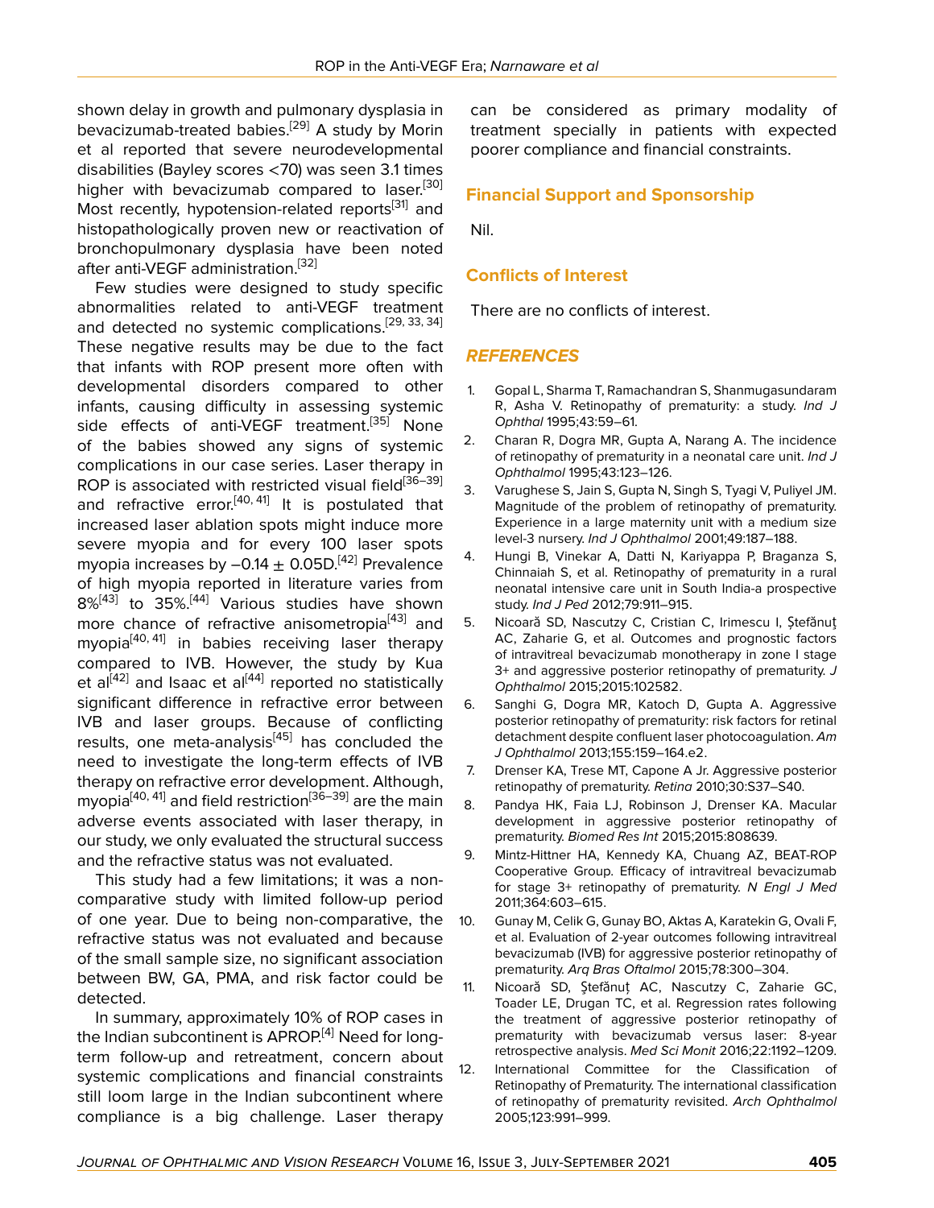shown delay in growth and pulmonary dysplasia in bevacizumab-treated babies.[29] A study by Morin et al reported that severe neurodevelopmental disabilities (Bayley scores <70) was seen 3.1 times higher with bevacizumab compared to laser.[30] Most recently, hypotension-related reports[31] and histopathologically proven new or reactivation of bronchopulmonary dysplasia have been noted after anti-VEGF administration.[32]

Few studies were designed to study specific abnormalities related to anti-VEGF treatment and detected no systemic complications.[29, 33, 34] These negative results may be due to the fact that infants with ROP present more often with developmental disorders compared to other infants, causing difficulty in assessing systemic side effects of anti-VEGF treatment.[35] None of the babies showed any signs of systemic complications in our case series. Laser therapy in ROP is associated with restricted visual field[36–39] and refractive error.[40, 41] It is postulated that increased laser ablation spots might induce more severe myopia and for every 100 laser spots myopia increases by $-0.14 \pm 0.05$D.[42] Prevalence of high myopia reported in literature varies from 8%[43] to 35%.[44] Various studies have shown more chance of refractive anisometropia[43] and myopia[40, 41] in babies receiving laser therapy compared to IVB. However, the study by Kua et al[42] and Isaac et al[44] reported no statistically significant difference in refractive error between IVB and laser groups. Because of conflicting results, one meta-analysis[45] has concluded the need to investigate the long-term effects of IVB therapy on refractive error development. Although, myopia[40, 41] and field restriction[36–39] are the main adverse events associated with laser therapy, in our study, we only evaluated the structural success and the refractive status was not evaluated.

This study had a few limitations; it was a non-comparative study with limited follow-up period of one year. Due to being non-comparative, the refractive status was not evaluated and because of the small sample size, no significant association between BW, GA, PMA, and risk factor could be detected.

In summary, approximately 10% of ROP cases in the Indian subcontinent is APROP.[4] Need for long-term follow-up and retreatment, concern about systemic complications and financial constraints still loom large in the Indian subcontinent where compliance is a big challenge. Laser therapy can be considered as primary modality of treatment specially in patients with expected poorer compliance and financial constraints.

## Financial Support and Sponsorship

Nil.

## Conflicts of Interest

There are no conflicts of interest.

## *REFERENCES*

1. Gopal L, Sharma T, Ramachandran S, Shanmugasundaram R, Asha V. Retinopathy of prematurity: a study. *Ind J Ophthal* 1995;43:59–61.
2. Charan R, Dogra MR, Gupta A, Narang A. The incidence of retinopathy of prematurity in a neonatal care unit. *Ind J Ophthalmol* 1995;43:123–126.
3. Varughese S, Jain S, Gupta N, Singh S, Tyagi V, Puliyel JM. Magnitude of the problem of retinopathy of prematurity. Experience in a large maternity unit with a medium size level-3 nursery. *Ind J Ophthalmol* 2001;49:187–188.
4. Hungi B, Vinekar A, Datti N, Kariyappa P, Braganza S, Chinnaiah S, et al. Retinopathy of prematurity in a rural neonatal intensive care unit in South India-a prospective study. *Ind J Ped* 2012;79:911–915.
5. Nicoară SD, Nascutzy C, Cristian C, Irimescu I, Ștefănuț AC, Zaharie G, et al. Outcomes and prognostic factors of intravitreal bevacizumab monotherapy in zone I stage 3+ and aggressive posterior retinopathy of prematurity. *J Ophthalmol* 2015;2015:102582.
6. Sanghi G, Dogra MR, Katoch D, Gupta A. Aggressive posterior retinopathy of prematurity: risk factors for retinal detachment despite confluent laser photocoagulation. *Am J Ophthalmol* 2013;155:159–164.e2.
7. Drenser KA, Trese MT, Capone A Jr. Aggressive posterior retinopathy of prematurity. *Retina* 2010;30:S37–S40.
8. Pandya HK, Faia LJ, Robinson J, Drenser KA. Macular development in aggressive posterior retinopathy of prematurity. *Biomed Res Int* 2015;2015:808639.
9. Mintz-Hittner HA, Kennedy KA, Chuang AZ, BEAT-ROP Cooperative Group. Efficacy of intravitreal bevacizumab for stage 3+ retinopathy of prematurity. *N Engl J Med* 2011;364:603–615.
10. Gunay M, Celik G, Gunay BO, Aktas A, Karatekin G, Ovali F, et al. Evaluation of 2-year outcomes following intravitreal bevacizumab (IVB) for aggressive posterior retinopathy of prematurity. *Arq Bras Oftalmol* 2015;78:300–304.
11. Nicoară SD, Ştefănuţ AC, Nascutzy C, Zaharie GC, Toader LE, Drugan TC, et al. Regression rates following the treatment of aggressive posterior retinopathy of prematurity with bevacizumab versus laser: 8-year retrospective analysis. *Med Sci Monit* 2016;22:1192–1209.
12. International Committee for the Classification of Retinopathy of Prematurity. The international classification of retinopathy of prematurity revisited. *Arch Ophthalmol* 2005;123:991–999.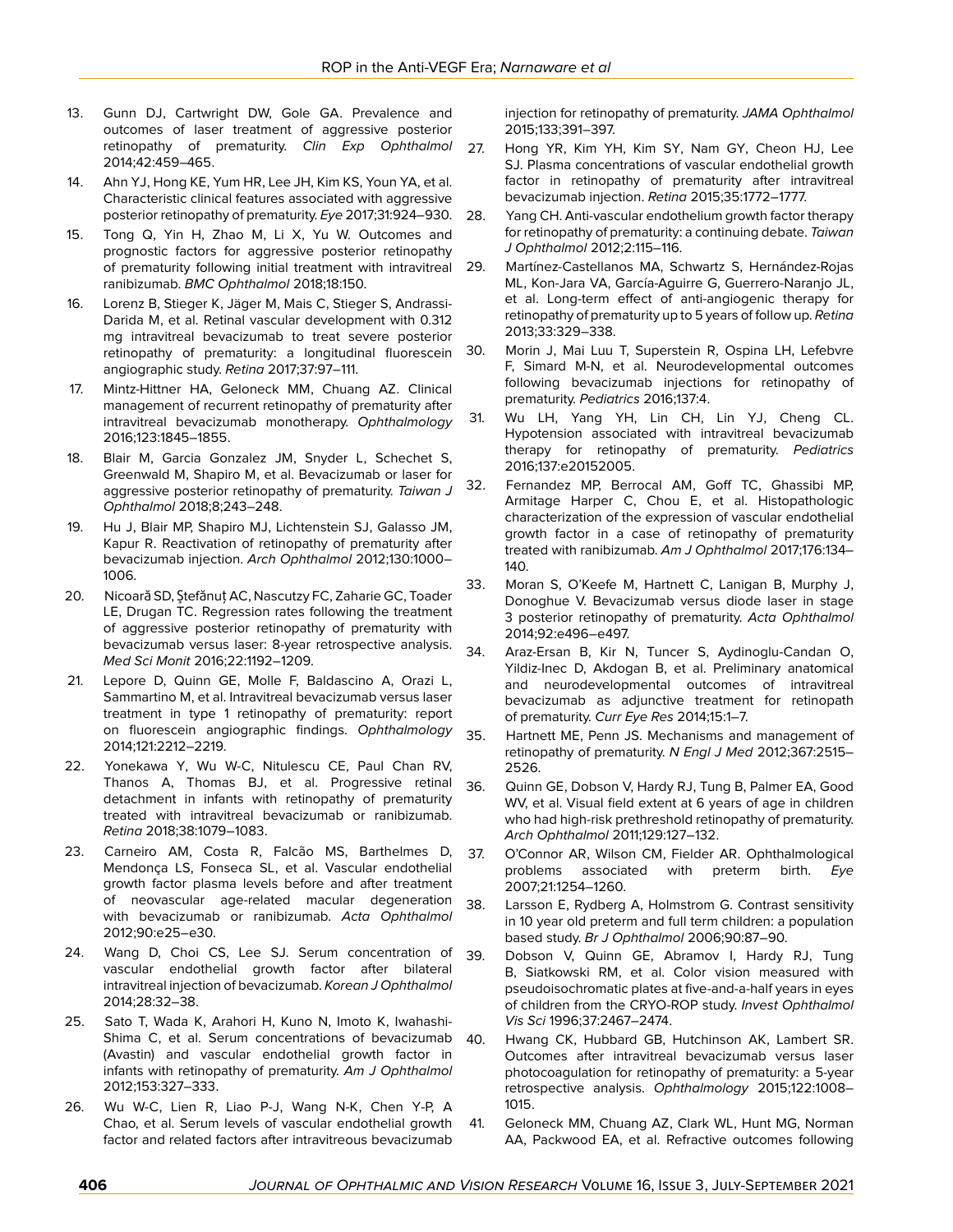13. Gunn DJ, Cartwright DW, Gole GA. Prevalence and outcomes of laser treatment of aggressive posterior retinopathy of prematurity. *Clin Exp Ophthalmol* 2014;42:459–465.
14. Ahn YJ, Hong KE, Yum HR, Lee JH, Kim KS, Youn YA, et al. Characteristic clinical features associated with aggressive posterior retinopathy of prematurity. *Eye* 2017;31:924–930.
15. Tong Q, Yin H, Zhao M, Li X, Yu W. Outcomes and prognostic factors for aggressive posterior retinopathy of prematurity following initial treatment with intravitreal ranibizumab. *BMC Ophthalmol* 2018;18:150.
16. Lorenz B, Stieger K, Jäger M, Mais C, Stieger S, Andrassi-Darida M, et al. Retinal vascular development with 0.312 mg intravitreal bevacizumab to treat severe posterior retinopathy of prematurity: a longitudinal fluorescein angiographic study. *Retina* 2017;37:97–111.
17. Mintz-Hittner HA, Geloneck MM, Chuang AZ. Clinical management of recurrent retinopathy of prematurity after intravitreal bevacizumab monotherapy. *Ophthalmology* 2016;123:1845–1855.
18. Blair M, Garcia Gonzalez JM, Snyder L, Schechet S, Greenwald M, Shapiro M, et al. Bevacizumab or laser for aggressive posterior retinopathy of prematurity. *Taiwan J Ophthalmol* 2018;8;243–248.
19. Hu J, Blair MP, Shapiro MJ, Lichtenstein SJ, Galasso JM, Kapur R. Reactivation of retinopathy of prematurity after bevacizumab injection. *Arch Ophthalmol* 2012;130:1000–1006.
20. Nicoară SD, Ştefănuţ AC, Nascutzy FC, Zaharie GC, Toader LE, Drugan TC. Regression rates following the treatment of aggressive posterior retinopathy of prematurity with bevacizumab versus laser: 8-year retrospective analysis. *Med Sci Monit* 2016;22:1192–1209.
21. Lepore D, Quinn GE, Molle F, Baldascino A, Orazi L, Sammartino M, et al. Intravitreal bevacizumab versus laser treatment in type 1 retinopathy of prematurity: report on fluorescein angiographic findings. *Ophthalmology* 2014;121:2212–2219.
22. Yonekawa Y, Wu W-C, Nitulescu CE, Paul Chan RV, Thanos A, Thomas BJ, et al. Progressive retinal detachment in infants with retinopathy of prematurity treated with intravitreal bevacizumab or ranibizumab. *Retina* 2018;38:1079–1083.
23. Carneiro AM, Costa R, Falcão MS, Barthelmes D, Mendonça LS, Fonseca SL, et al. Vascular endothelial growth factor plasma levels before and after treatment of neovascular age-related macular degeneration with bevacizumab or ranibizumab. *Acta Ophthalmol* 2012;90:e25–e30.
24. Wang D, Choi CS, Lee SJ. Serum concentration of vascular endothelial growth factor after bilateral intravitreal injection of bevacizumab. *Korean J Ophthalmol* 2014;28:32–38.
25. Sato T, Wada K, Arahori H, Kuno N, Imoto K, Iwahashi-Shima C, et al. Serum concentrations of bevacizumab (Avastin) and vascular endothelial growth factor in infants with retinopathy of prematurity. *Am J Ophthalmol* 2012;153:327–333.
26. Wu W-C, Lien R, Liao P-J, Wang N-K, Chen Y-P, A Chao, et al. Serum levels of vascular endothelial growth factor and related factors after intravitreous bevacizumab injection for retinopathy of prematurity. *JAMA Ophthalmol* 2015;133;391–397.
27. Hong YR, Kim YH, Kim SY, Nam GY, Cheon HJ, Lee SJ. Plasma concentrations of vascular endothelial growth factor in retinopathy of prematurity after intravitreal bevacizumab injection. *Retina* 2015;35:1772–1777.
28. Yang CH. Anti-vascular endothelium growth factor therapy for retinopathy of prematurity: a continuing debate. *Taiwan J Ophthalmol* 2012;2:115–116.
29. Martínez-Castellanos MA, Schwartz S, Hernández-Rojas ML, Kon-Jara VA, García-Aguirre G, Guerrero-Naranjo JL, et al. Long-term effect of anti-angiogenic therapy for retinopathy of prematurity up to 5 years of follow up. *Retina* 2013;33:329–338.
30. Morin J, Mai Luu T, Superstein R, Ospina LH, Lefebvre F, Simard M-N, et al. Neurodevelopmental outcomes following bevacizumab injections for retinopathy of prematurity. *Pediatrics* 2016;137:4.
31. Wu LH, Yang YH, Lin CH, Lin YJ, Cheng CL. Hypotension associated with intravitreal bevacizumab therapy for retinopathy of prematurity. *Pediatrics* 2016;137:e20152005.
32. Fernandez MP, Berrocal AM, Goff TC, Ghassibi MP, Armitage Harper C, Chou E, et al. Histopathologic characterization of the expression of vascular endothelial growth factor in a case of retinopathy of prematurity treated with ranibizumab. *Am J Ophthalmol* 2017;176:134–140.
33. Moran S, O'Keefe M, Hartnett C, Lanigan B, Murphy J, Donoghue V. Bevacizumab versus diode laser in stage 3 posterior retinopathy of prematurity. *Acta Ophthalmol* 2014;92:e496–e497.
34. Araz-Ersan B, Kir N, Tuncer S, Aydinoglu-Candan O, Yildiz-Inec D, Akdogan B, et al. Preliminary anatomical and neurodevelopmental outcomes of intravitreal bevacizumab as adjunctive treatment for retinopath of prematurity. *Curr Eye Res* 2014;15:1–7.
35. Hartnett ME, Penn JS. Mechanisms and management of retinopathy of prematurity. *N Engl J Med* 2012;367:2515–2526.
36. Quinn GE, Dobson V, Hardy RJ, Tung B, Palmer EA, Good WV, et al. Visual field extent at 6 years of age in children who had high-risk prethreshold retinopathy of prematurity. *Arch Ophthalmol* 2011;129:127–132.
37. O'Connor AR, Wilson CM, Fielder AR. Ophthalmological problems associated with preterm birth. *Eye* 2007;21:1254–1260.
38. Larsson E, Rydberg A, Holmstrom G. Contrast sensitivity in 10 year old preterm and full term children: a population based study. *Br J Ophthalmol* 2006;90:87–90.
39. Dobson V, Quinn GE, Abramov I, Hardy RJ, Tung B, Siatkowski RM, et al. Color vision measured with pseudoisochromatic plates at five-and-a-half years in eyes of children from the CRYO-ROP study. *Invest Ophthalmol Vis Sci* 1996;37:2467–2474.
40. Hwang CK, Hubbard GB, Hutchinson AK, Lambert SR. Outcomes after intravitreal bevacizumab versus laser photocoagulation for retinopathy of prematurity: a 5-year retrospective analysis. *Ophthalmology* 2015;122:1008–1015.
41. Geloneck MM, Chuang AZ, Clark WL, Hunt MG, Norman AA, Packwood EA, et al. Refractive outcomes following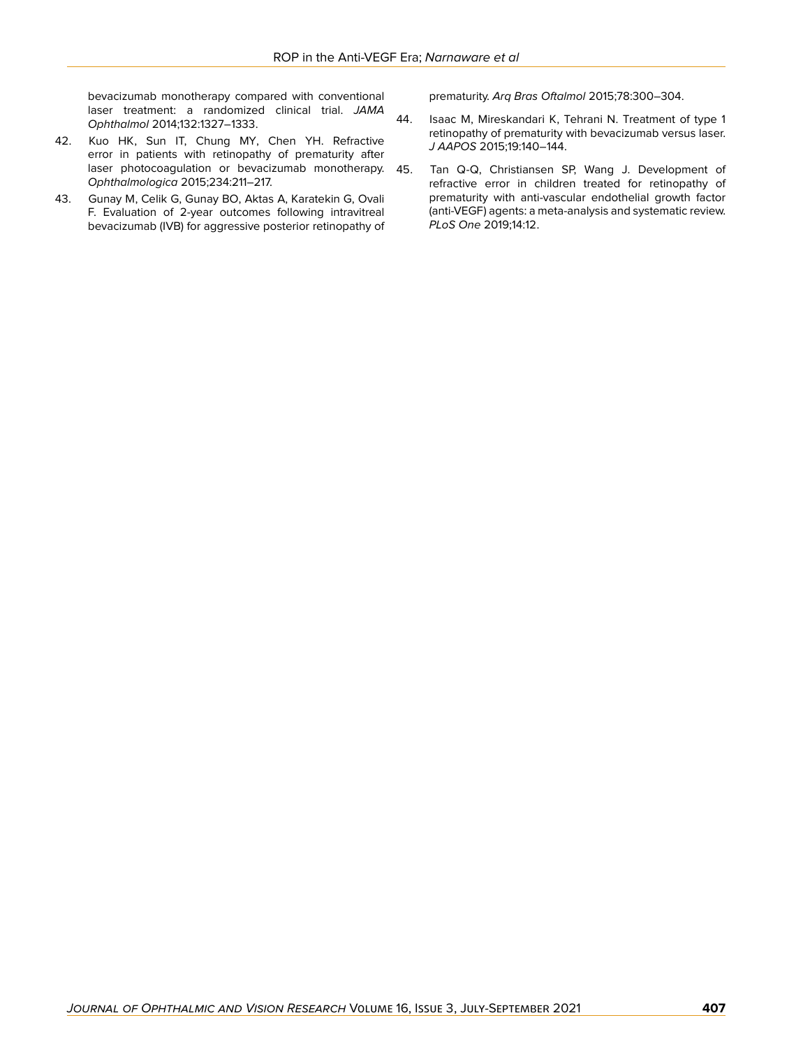bevacizumab monotherapy compared with conventional laser treatment: a randomized clinical trial. *JAMA Ophthalmol* 2014;132:1327–1333.

42. Kuo HK, Sun IT, Chung MY, Chen YH. Refractive error in patients with retinopathy of prematurity after laser photocoagulation or bevacizumab monotherapy. *Ophthalmologica* 2015;234:211–217.
43. Gunay M, Celik G, Gunay BO, Aktas A, Karatekin G, Ovali F. Evaluation of 2-year outcomes following intravitreal bevacizumab (IVB) for aggressive posterior retinopathy of prematurity. *Arq Bras Oftalmol* 2015;78:300–304.
44. Isaac M, Mireskandari K, Tehrani N. Treatment of type 1 retinopathy of prematurity with bevacizumab versus laser. *J AAPOS* 2015;19:140–144.
45. Tan Q-Q, Christiansen SP, Wang J. Development of refractive error in children treated for retinopathy of prematurity with anti-vascular endothelial growth factor (anti-VEGF) agents: a meta-analysis and systematic review. *PLoS One* 2019;14:12.